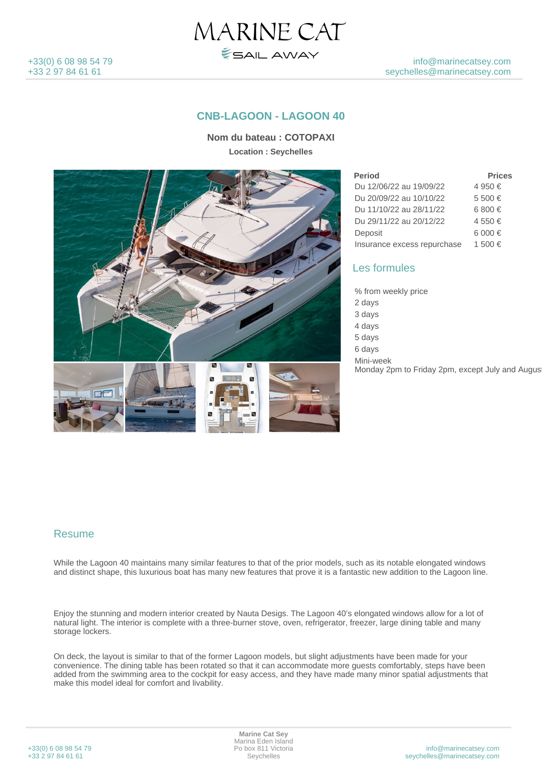# CNB-LAGOON - LAGOON 40

**Nom du bateau : COTOPAXI**

**Location : Seychelles**

| Period | Prices |
| --- | --- |
| Du 12/06/22 au 19/09/22 | 4 950 € |
| Du 20/09/22 au 10/10/22 | 5 500 € |
| Du 11/10/22 au 28/11/22 | 6 800 € |
| Du 29/11/22 au 20/12/22 | 4 550 € |
| Deposit | 6 000 € |
| Insurance excess repurchase | 1 500 € |

## Les formules

% from weekly price

2 days

3 days

4 days

5 days

6 days

Mini-week

Monday 2pm to Friday 2pm, except July and August

## Resume

While the Lagoon 40 maintains many similar features to that of the prior models, such as its notable elongated windows and distinct shape, this luxurious boat has many new features that prove it is a fantastic new addition to the Lagoon line.

Enjoy the stunning and modern interior created by Nauta Desigs. The Lagoon 40's elongated windows allow for a lot of natural light. The interior is complete with a three-burner stove, oven, refrigerator, freezer, large dining table and many storage lockers.

On deck, the layout is similar to that of the former Lagoon models, but slight adjustments have been made for your convenience. The dining table has been rotated so that it can accommodate more guests comfortably, steps have been added from the swimming area to the cockpit for easy access, and they have made many minor spatial adjustments that make this model ideal for comfort and livability.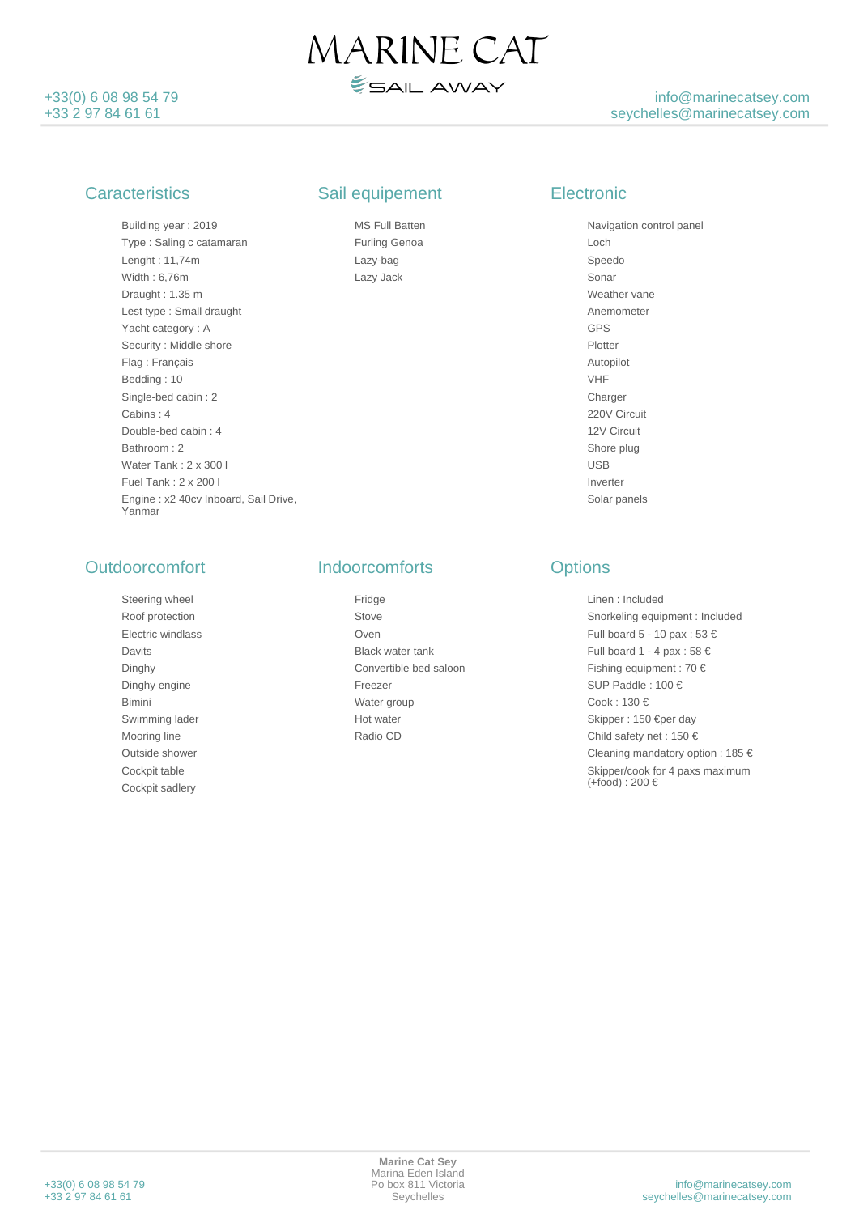# MARINE CAT

SAIL AWAY

+33(0) 6 08 98 54 79
+33 2 97 84 61 61

info@marinecatsey.com
seychelles@marinecatsey.com

## Caracteristics

- Building year : 2019
- Type : Saling c catamaran
- Lenght : 11,74m
- Width : 6,76m
- Draught : 1.35 m
- Lest type : Small draught
- Yacht category : A
- Security : Middle shore
- Flag : Français
- Bedding : 10
- Single-bed cabin : 2
- Cabins : 4
- Double-bed cabin : 4
- Bathroom : 2
- Water Tank : 2 x 300 l
- Fuel Tank : 2 x 200 l
- Engine : x2 40cv Inboard, Sail Drive, Yanmar

## Sail equipement

- MS Full Batten
- Furling Genoa
- Lazy-bag
- Lazy Jack

## Electronic

- Navigation control panel
- Loch
- Speedo
- Sonar
- Weather vane
- Anemometer
- GPS
- Plotter
- Autopilot
- VHF
- Charger
- 220V Circuit
- 12V Circuit
- Shore plug
- USB
- Inverter
- Solar panels

## Outdoorcomfort

- Steering wheel
- Roof protection
- Electric windlass
- Davits
- Dinghy
- Dinghy engine
- Bimini
- Swimming lader
- Mooring line
- Outside shower
- Cockpit table
- Cockpit sadlery

## Indoorcomforts

- Fridge
- Stove
- Oven
- Black water tank
- Convertible bed saloon
- Freezer
- Water group
- Hot water
- Radio CD

## Options

- Linen : Included
- Snorkeling equipment : Included
- Full board 5 - 10 pax : 53 €
- Full board 1 - 4 pax : 58 €
- Fishing equipment : 70 €
- SUP Paddle : 100 €
- Cook : 130 €
- Skipper : 150 €per day
- Child safety net : 150 €
- Cleaning mandatory option : 185 €
- Skipper/cook for 4 paxs maximum (+food) : 200 €

**Marine Cat Sey**
Marina Eden Island
Po box 811 Victoria
Seychelles

+33(0) 6 08 98 54 79
+33 2 97 84 61 61

info@marinecatsey.com
seychelles@marinecatsey.com